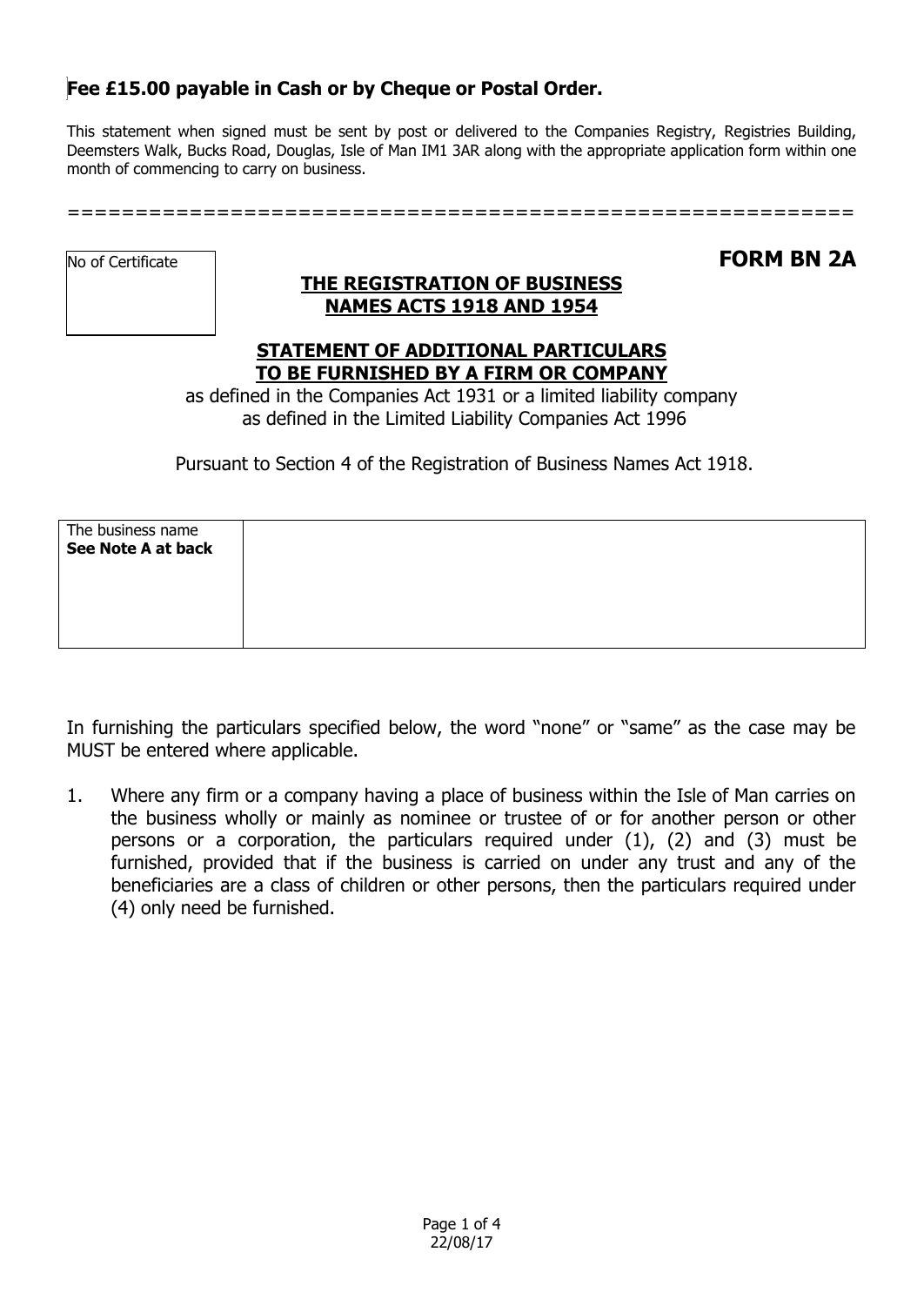**Fee £15.00 payable in Cash or by Cheque or Postal Order.**

This statement when signed must be sent by post or delivered to the Companies Registry, Registries Building, Deemsters Walk, Bucks Road, Douglas, Isle of Man IM1 3AR along with the appropriate application form within one month of commencing to carry on business.

=========================================================

| No of Certificate |
| --- |
| |

# FORM BN 2A

## THE REGISTRATION OF BUSINESS NAMES ACTS 1918 AND 1954

## STATEMENT OF ADDITIONAL PARTICULARS TO BE FURNISHED BY A FIRM OR COMPANY

as defined in the Companies Act 1931 or a limited liability company as defined in the Limited Liability Companies Act 1996

Pursuant to Section 4 of the Registration of Business Names Act 1918.

| The business name **See Note A at back** | |
| --- | --- |

In furnishing the particulars specified below, the word "none" or "same" as the case may be MUST be entered where applicable.

1. Where any firm or a company having a place of business within the Isle of Man carries on the business wholly or mainly as nominee or trustee of or for another person or other persons or a corporation, the particulars required under (1), (2) and (3) must be furnished, provided that if the business is carried on under any trust and any of the beneficiaries are a class of children or other persons, then the particulars required under (4) only need be furnished.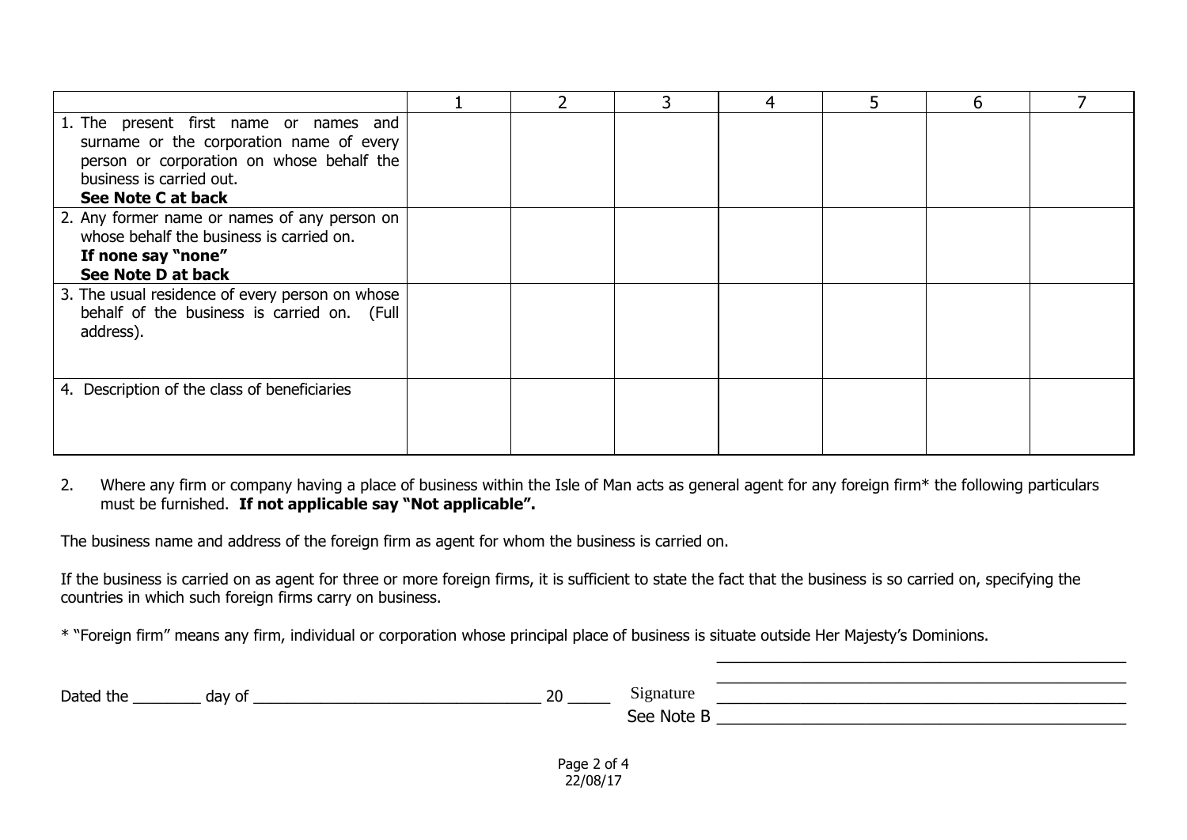| | 1 | 2 | 3 | 4 | 5 | 6 | 7 |
|---|---|---|---|---|---|---|---|
| 1. The present first name or names and surname or the corporation name of every person or corporation on whose behalf the business is carried out. **See Note C at back** | | | | | | | |
| 2. Any former name or names of any person on whose behalf the business is carried on. **If none say "none"** **See Note D at back** | | | | | | | |
| 3. The usual residence of every person on whose behalf of the business is carried on. (Full address). | | | | | | | |
| 4. Description of the class of beneficiaries | | | | | | | |

2. Where any firm or company having a place of business within the Isle of Man acts as general agent for any foreign firm* the following particulars must be furnished. **If not applicable say "Not applicable".**

The business name and address of the foreign firm as agent for whom the business is carried on.

If the business is carried on as agent for three or more foreign firms, it is sufficient to state the fact that the business is so carried on, specifying the countries in which such foreign firms carry on business.

* "Foreign firm" means any firm, individual or corporation whose principal place of business is situate outside Her Majesty's Dominions.

Dated the ________ day of __________________________________ 20 _____ Signature ______________________________________________

See Note B ______________________________________________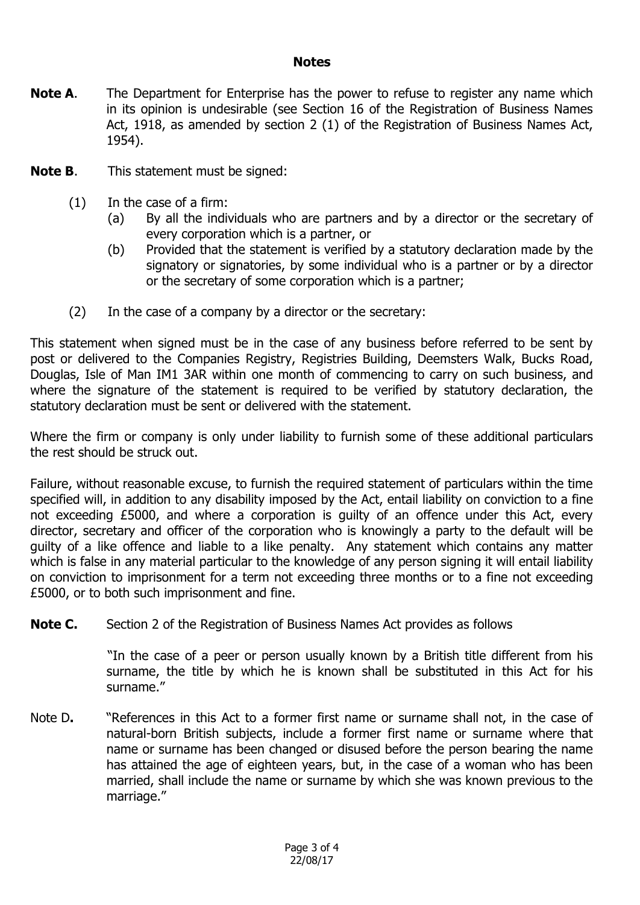## Notes

**Note A**. The Department for Enterprise has the power to refuse to register any name which in its opinion is undesirable (see Section 16 of the Registration of Business Names Act, 1918, as amended by section 2 (1) of the Registration of Business Names Act, 1954).

**Note B**. This statement must be signed:

(1) In the case of a firm:
- (a) By all the individuals who are partners and by a director or the secretary of every corporation which is a partner, or
- (b) Provided that the statement is verified by a statutory declaration made by the signatory or signatories, by some individual who is a partner or by a director or the secretary of some corporation which is a partner;

(2) In the case of a company by a director or the secretary:

This statement when signed must be in the case of any business before referred to be sent by post or delivered to the Companies Registry, Registries Building, Deemsters Walk, Bucks Road, Douglas, Isle of Man IM1 3AR within one month of commencing to carry on such business, and where the signature of the statement is required to be verified by statutory declaration, the statutory declaration must be sent or delivered with the statement.

Where the firm or company is only under liability to furnish some of these additional particulars the rest should be struck out.

Failure, without reasonable excuse, to furnish the required statement of particulars within the time specified will, in addition to any disability imposed by the Act, entail liability on conviction to a fine not exceeding £5000, and where a corporation is guilty of an offence under this Act, every director, secretary and officer of the corporation who is knowingly a party to the default will be guilty of a like offence and liable to a like penalty. Any statement which contains any matter which is false in any material particular to the knowledge of any person signing it will entail liability on conviction to imprisonment for a term not exceeding three months or to a fine not exceeding £5000, or to both such imprisonment and fine.

**Note C.** Section 2 of the Registration of Business Names Act provides as follows

"In the case of a peer or person usually known by a British title different from his surname, the title by which he is known shall be substituted in this Act for his surname."

Note D**.** "References in this Act to a former first name or surname shall not, in the case of natural-born British subjects, include a former first name or surname where that name or surname has been changed or disused before the person bearing the name has attained the age of eighteen years, but, in the case of a woman who has been married, shall include the name or surname by which she was known previous to the marriage."

22/08/17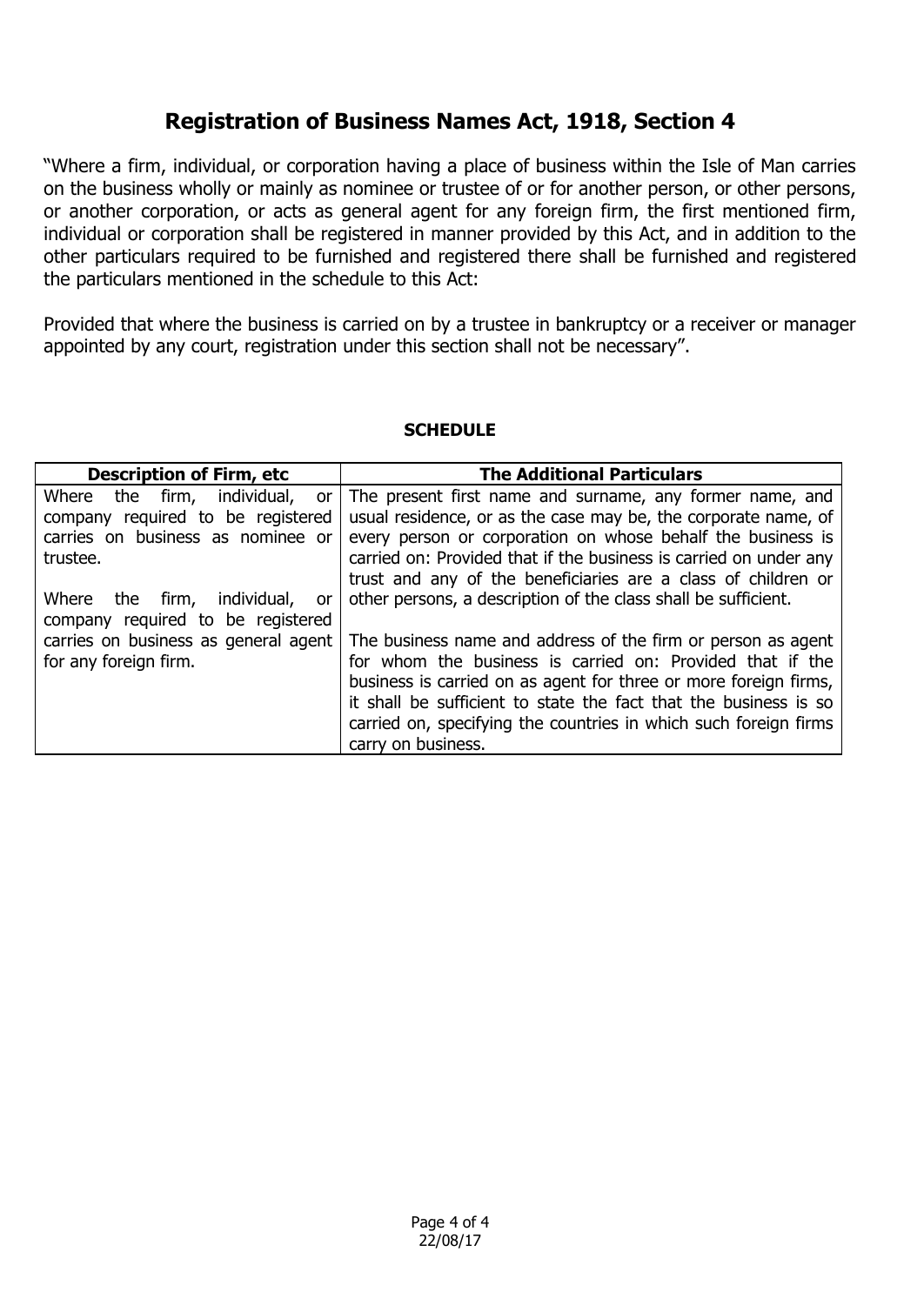# Registration of Business Names Act, 1918, Section 4

"Where a firm, individual, or corporation having a place of business within the Isle of Man carries on the business wholly or mainly as nominee or trustee of or for another person, or other persons, or another corporation, or acts as general agent for any foreign firm, the first mentioned firm, individual or corporation shall be registered in manner provided by this Act, and in addition to the other particulars required to be furnished and registered there shall be furnished and registered the particulars mentioned in the schedule to this Act:

Provided that where the business is carried on by a trustee in bankruptcy or a receiver or manager appointed by any court, registration under this section shall not be necessary".

**SCHEDULE**

| Description of Firm, etc | The Additional Particulars |
| --- | --- |
| Where the firm, individual, or company required to be registered carries on business as nominee or trustee. | The present first name and surname, any former name, and usual residence, or as the case may be, the corporate name, of every person or corporation on whose behalf the business is carried on: Provided that if the business is carried on under any trust and any of the beneficiaries are a class of children or other persons, a description of the class shall be sufficient. |
| Where the firm, individual, or company required to be registered carries on business as general agent for any foreign firm. | The business name and address of the firm or person as agent for whom the business is carried on: Provided that if the business is carried on as agent for three or more foreign firms, it shall be sufficient to state the fact that the business is so carried on, specifying the countries in which such foreign firms carry on business. |

22/08/17